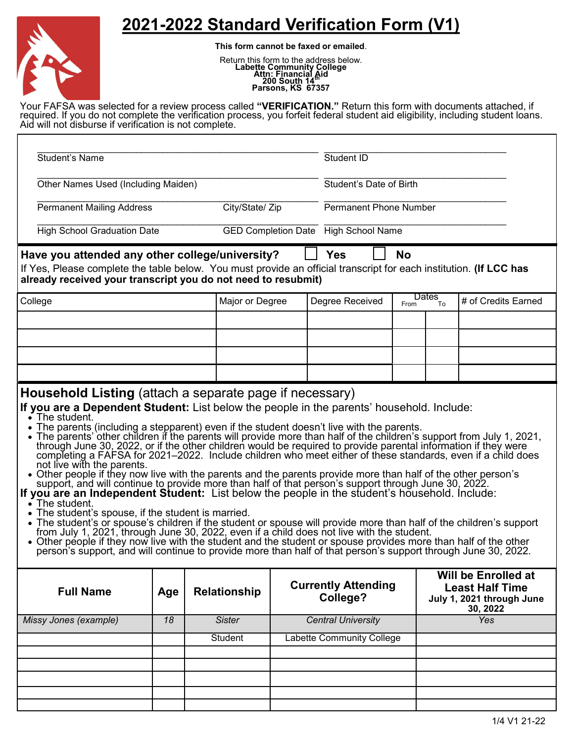# 2021-2022 Standard Verification Form (V1)

**This form cannot be faxed or emailed**.

Return this form to the address below.
**Labette Community College**
**Attn: Financial Aid**
**200 South 14th**
**Parsons, KS 67357**

Your FAFSA was selected for a review process called **"VERIFICATION."** Return this form with documents attached, if required. If you do not complete the verification process, you forfeit federal student aid eligibility, including student loans. Aid will not disburse if verification is not complete.

Student's Name \_\_\_\_\_\_\_\_\_\_\_\_\_\_\_\_\_\_\_\_ Student ID \_\_\_\_\_\_\_\_\_\_\_\_\_\_\_\_\_\_\_\_

Other Names Used (Including Maiden) \_\_\_\_\_\_\_\_\_\_\_\_\_\_\_\_\_\_\_\_ Student's Date of Birth \_\_\_\_\_\_\_\_\_\_\_\_\_\_\_\_\_\_\_\_

Permanent Mailing Address \_\_\_\_\_\_\_\_\_\_ City/State/ Zip \_\_\_\_\_\_\_\_\_\_ Permanent Phone Number \_\_\_\_\_\_\_\_\_\_\_\_\_\_\_\_\_\_\_\_

High School Graduation Date \_\_\_\_\_\_\_\_\_\_ GED Completion Date \_\_\_\_\_\_\_\_\_\_ High School Name \_\_\_\_\_\_\_\_\_\_\_\_\_\_\_\_\_\_\_\_

**Have you attended any other college/university?** ☐ **Yes** ☐ **No**

If Yes, Please complete the table below. You must provide an official transcript for each institution. **(If LCC has already received your transcript you do not need to resubmit)**

| College | Major or Degree | Degree Received | Dates From | Dates To | # of Credits Earned |
|---|---|---|---|---|---|
| | | | | | |
| | | | | | |
| | | | | | |
| | | | | | |

## Household Listing (attach a separate page if necessary)

**If you are a Dependent Student:** List below the people in the parents' household. Include:

- The student.
- The parents (including a stepparent) even if the student doesn't live with the parents.
- The parents' other children if the parents will provide more than half of the children's support from July 1, 2021, through June 30, 2022, or if the other children would be required to provide parental information if they were completing a FAFSA for 2021–2022. Include children who meet either of these standards, even if a child does not live with the parents.
- Other people if they now live with the parents and the parents provide more than half of the other person's support, and will continue to provide more than half of that person's support through June 30, 2022.

**If you are an Independent Student:** List below the people in the student's household. Include:

- The student.
- The student's spouse, if the student is married.
- The student's or spouse's children if the student or spouse will provide more than half of the children's support from July 1, 2021, through June 30, 2022, even if a child does not live with the student.
- Other people if they now live with the student and the student or spouse provides more than half of the other person's support, and will continue to provide more than half of that person's support through June 30, 2022.

| Full Name | Age | Relationship | Currently Attending College? | Will be Enrolled at Least Half Time July 1, 2021 through June 30, 2022 |
|---|---|---|---|---|
| *Missy Jones (example)* | *18* | *Sister* | *Central University* | *Yes* |
| | | Student | Labette Community College | |
| | | | | |
| | | | | |
| | | | | |
| | | | | |
| | | | | |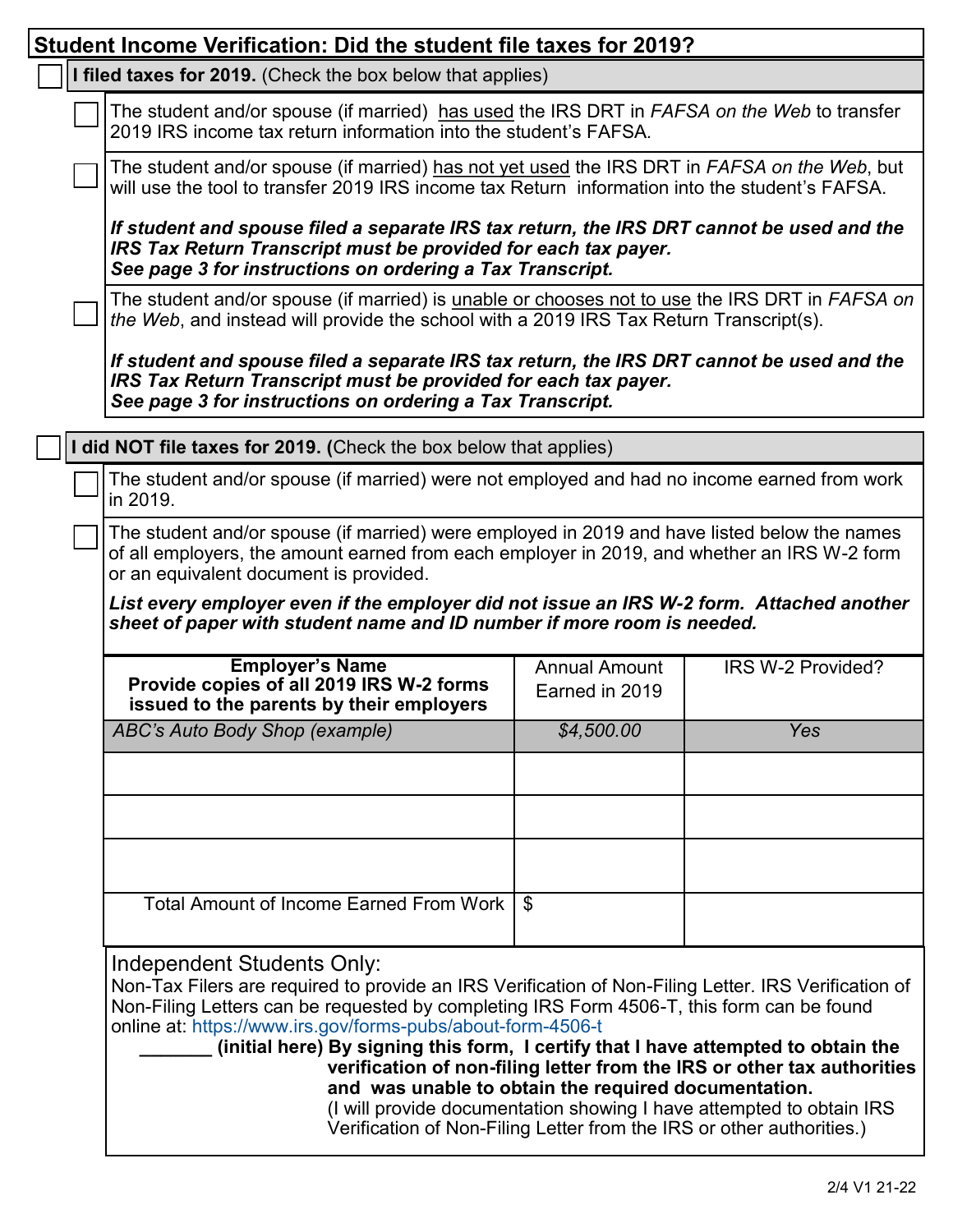## Student Income Verification: Did the student file taxes for 2019?

☐ **I filed taxes for 2019.** (Check the box below that applies)

☐ The student and/or spouse (if married) has used the IRS DRT in *FAFSA on the Web* to transfer 2019 IRS income tax return information into the student's FAFSA.

☐ The student and/or spouse (if married) has not yet used the IRS DRT in *FAFSA on the Web*, but will use the tool to transfer 2019 IRS income tax Return information into the student's FAFSA.

***If student and spouse filed a separate IRS tax return, the IRS DRT cannot be used and the IRS Tax Return Transcript must be provided for each tax payer.***
***See page 3 for instructions on ordering a Tax Transcript.***

☐ The student and/or spouse (if married) is unable or chooses not to use the IRS DRT in *FAFSA on the Web*, and instead will provide the school with a 2019 IRS Tax Return Transcript(s).

***If student and spouse filed a separate IRS tax return, the IRS DRT cannot be used and the IRS Tax Return Transcript must be provided for each tax payer.***
***See page 3 for instructions on ordering a Tax Transcript.***

☐ **I did NOT file taxes for 2019. (**Check the box below that applies)

☐ The student and/or spouse (if married) were not employed and had no income earned from work in 2019.

☐ The student and/or spouse (if married) were employed in 2019 and have listed below the names of all employers, the amount earned from each employer in 2019, and whether an IRS W-2 form or an equivalent document is provided.

***List every employer even if the employer did not issue an IRS W-2 form. Attached another sheet of paper with student name and ID number if more room is needed.***

| **Employer's Name** **Provide copies of all 2019 IRS W-2 forms issued to the parents by their employers** | Annual Amount Earned in 2019 | IRS W-2 Provided? |
|---|---|---|
| *ABC's Auto Body Shop (example)* | *$4,500.00* | *Yes* |
| | | |
| | | |
| | | |
| Total Amount of Income Earned From Work | $ | |

Independent Students Only:
Non-Tax Filers are required to provide an IRS Verification of Non-Filing Letter. IRS Verification of Non-Filing Letters can be requested by completing IRS Form 4506-T, this form can be found online at: https://www.irs.gov/forms-pubs/about-form-4506-t

**_______ (initial here) By signing this form, I certify that I have attempted to obtain the verification of non-filing letter from the IRS or other tax authorities and was unable to obtain the required documentation.**
(I will provide documentation showing I have attempted to obtain IRS Verification of Non-Filing Letter from the IRS or other authorities.)

2/4 V1 21-22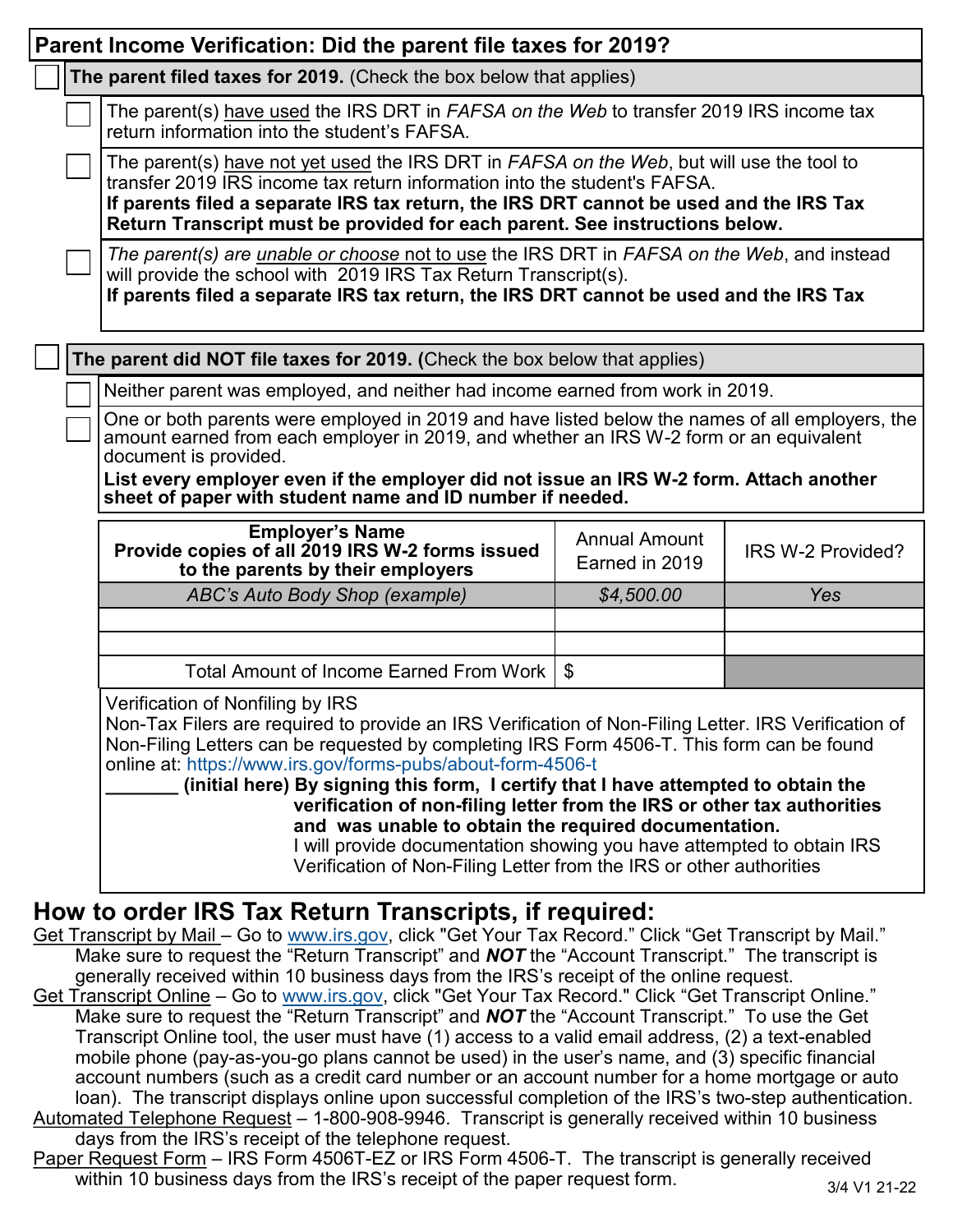## Parent Income Verification: Did the parent file taxes for 2019?

☐ **The parent filed taxes for 2019.** (Check the box below that applies)

- ☐ The parent(s) have used the IRS DRT in *FAFSA on the Web* to transfer 2019 IRS income tax return information into the student's FAFSA.
- ☐ The parent(s) have not yet used the IRS DRT in *FAFSA on the Web*, but will use the tool to transfer 2019 IRS income tax return information into the student's FAFSA.
  **If parents filed a separate IRS tax return, the IRS DRT cannot be used and the IRS Tax Return Transcript must be provided for each parent. See instructions below.**
- ☐ *The parent(s) are unable or choose* not to use the IRS DRT in *FAFSA on the Web*, and instead will provide the school with 2019 IRS Tax Return Transcript(s).
  **If parents filed a separate IRS tax return, the IRS DRT cannot be used and the IRS Tax**

☐ **The parent did NOT file taxes for 2019. (**Check the box below that applies)

- ☐ Neither parent was employed, and neither had income earned from work in 2019.
- ☐ One or both parents were employed in 2019 and have listed below the names of all employers, the amount earned from each employer in 2019, and whether an IRS W-2 form or an equivalent document is provided.
  **List every employer even if the employer did not issue an IRS W-2 form. Attach another sheet of paper with student name and ID number if needed.**

| **Employer's Name** **Provide copies of all 2019 IRS W-2 forms issued to the parents by their employers** | Annual Amount Earned in 2019 | IRS W-2 Provided? |
|---|---|---|
| *ABC's Auto Body Shop (example)* | *$4,500.00* | *Yes* |
| | | |
| | | |
| Total Amount of Income Earned From Work | $ | |

Verification of Nonfiling by IRS
Non-Tax Filers are required to provide an IRS Verification of Non-Filing Letter. IRS Verification of Non-Filing Letters can be requested by completing IRS Form 4506-T. This form can be found online at: https://www.irs.gov/forms-pubs/about-form-4506-t

_______ **(initial here) By signing this form, I certify that I have attempted to obtain the verification of non-filing letter from the IRS or other tax authorities and was unable to obtain the required documentation.**
I will provide documentation showing you have attempted to obtain IRS Verification of Non-Filing Letter from the IRS or other authorities

## How to order IRS Tax Return Transcripts, if required:

Get Transcript by Mail – Go to www.irs.gov, click "Get Your Tax Record." Click "Get Transcript by Mail." Make sure to request the "Return Transcript" and ***NOT*** the "Account Transcript." The transcript is generally received within 10 business days from the IRS's receipt of the online request.

Get Transcript Online – Go to www.irs.gov, click "Get Your Tax Record." Click "Get Transcript Online." Make sure to request the "Return Transcript" and ***NOT*** the "Account Transcript." To use the Get Transcript Online tool, the user must have (1) access to a valid email address, (2) a text-enabled mobile phone (pay-as-you-go plans cannot be used) in the user's name, and (3) specific financial account numbers (such as a credit card number or an account number for a home mortgage or auto loan). The transcript displays online upon successful completion of the IRS's two-step authentication.

Automated Telephone Request – 1-800-908-9946. Transcript is generally received within 10 business days from the IRS's receipt of the telephone request.

Paper Request Form – IRS Form 4506T-EZ or IRS Form 4506-T. The transcript is generally received within 10 business days from the IRS's receipt of the paper request form.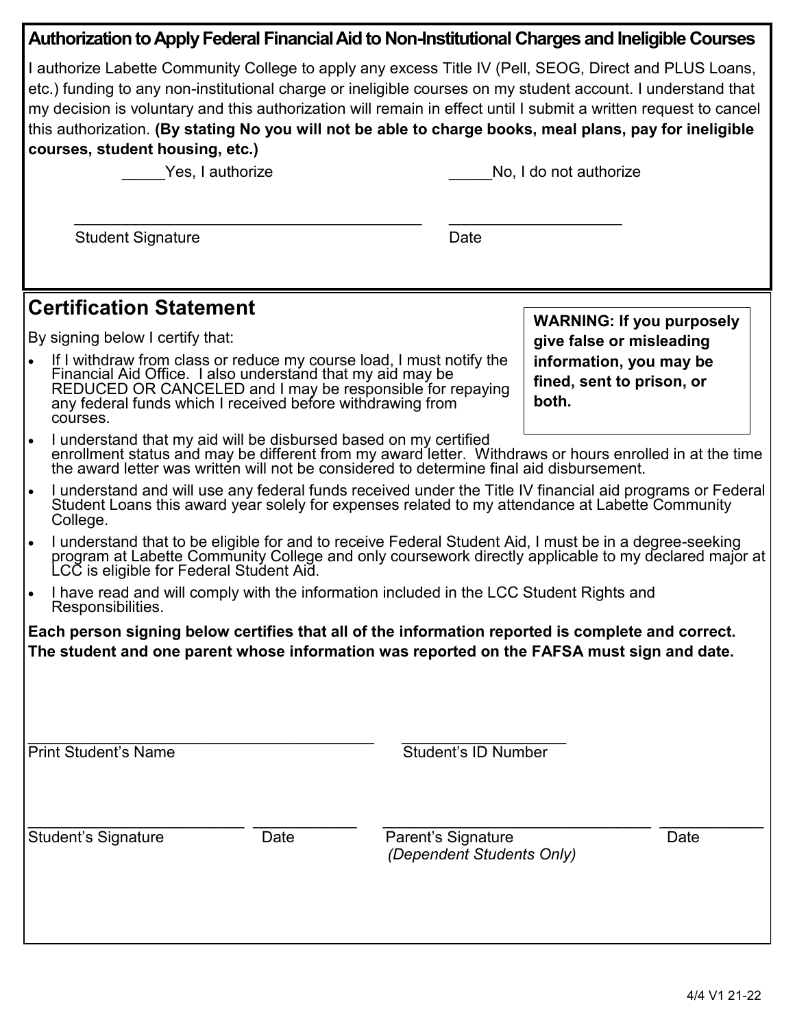## Authorization to Apply Federal Financial Aid to Non-Institutional Charges and Ineligible Courses

I authorize Labette Community College to apply any excess Title IV (Pell, SEOG, Direct and PLUS Loans, etc.) funding to any non-institutional charge or ineligible courses on my student account. I understand that my decision is voluntary and this authorization will remain in effect until I submit a written request to cancel this authorization. **(By stating No you will not be able to charge books, meal plans, pay for ineligible courses, student housing, etc.)**

_____Yes, I authorize _____No, I do not authorize

___________________________________________ ____________________
Student Signature Date

## Certification Statement

**WARNING: If you purposely give false or misleading information, you may be fined, sent to prison, or both.**

By signing below I certify that:

- If I withdraw from class or reduce my course load, I must notify the Financial Aid Office. I also understand that my aid may be REDUCED OR CANCELED and I may be responsible for repaying any federal funds which I received before withdrawing from courses.
- I understand that my aid will be disbursed based on my certified enrollment status and may be different from my award letter. Withdraws or hours enrolled in at the time the award letter was written will not be considered to determine final aid disbursement.
- I understand and will use any federal funds received under the Title IV financial aid programs or Federal Student Loans this award year solely for expenses related to my attendance at Labette Community College.
- I understand that to be eligible for and to receive Federal Student Aid, I must be in a degree-seeking program at Labette Community College and only coursework directly applicable to my declared major at LCC is eligible for Federal Student Aid.
- I have read and will comply with the information included in the LCC Student Rights and Responsibilities.

**Each person signing below certifies that all of the information reported is complete and correct. The student and one parent whose information was reported on the FAFSA must sign and date.**

___________________________________________ ____________________
Print Student's Name Student's ID Number

__________________________ ____________ ________________________________ ____________
Student's Signature Date Parent's Signature *(Dependent Students Only)* Date

4/4 V1 21-22